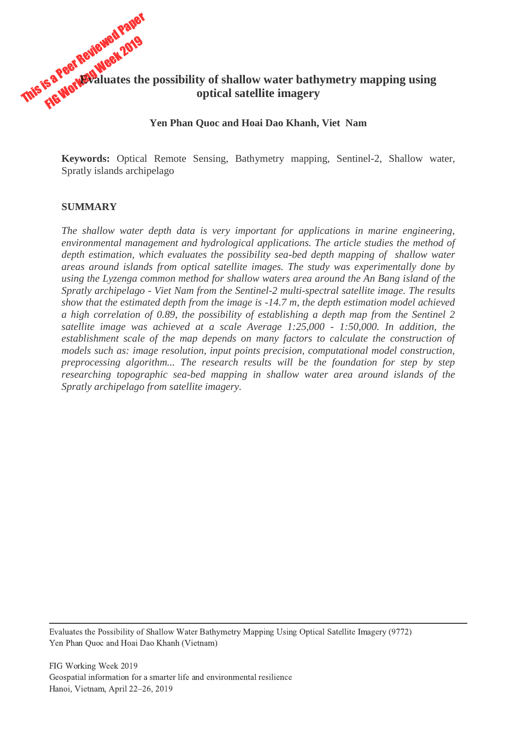# Evaluates the possibility of shallow water bathymetry mapping using optical satellite imagery

**Yen Phan Quoc and Hoai Dao Khanh, Viet Nam**

**Keywords:** Optical Remote Sensing, Bathymetry mapping, Sentinel-2, Shallow water, Spratly islands archipelago

## SUMMARY

*The shallow water depth data is very important for applications in marine engineering, environmental management and hydrological applications. The article studies the method of depth estimation, which evaluates the possibility sea-bed depth mapping of shallow water areas around islands from optical satellite images. The study was experimentally done by using the Lyzenga common method for shallow waters area around the An Bang island of the Spratly archipelago - Viet Nam from the Sentinel-2 multi-spectral satellite image. The results show that the estimated depth from the image is -14.7 m, the depth estimation model achieved a high correlation of 0.89, the possibility of establishing a depth map from the Sentinel 2 satellite image was achieved at a scale Average 1:25,000 - 1:50,000. In addition, the establishment scale of the map depends on many factors to calculate the construction of models such as: image resolution, input points precision, computational model construction, preprocessing algorithm... The research results will be the foundation for step by step researching topographic sea-bed mapping in shallow water area around islands of the Spratly archipelago from satellite imagery.*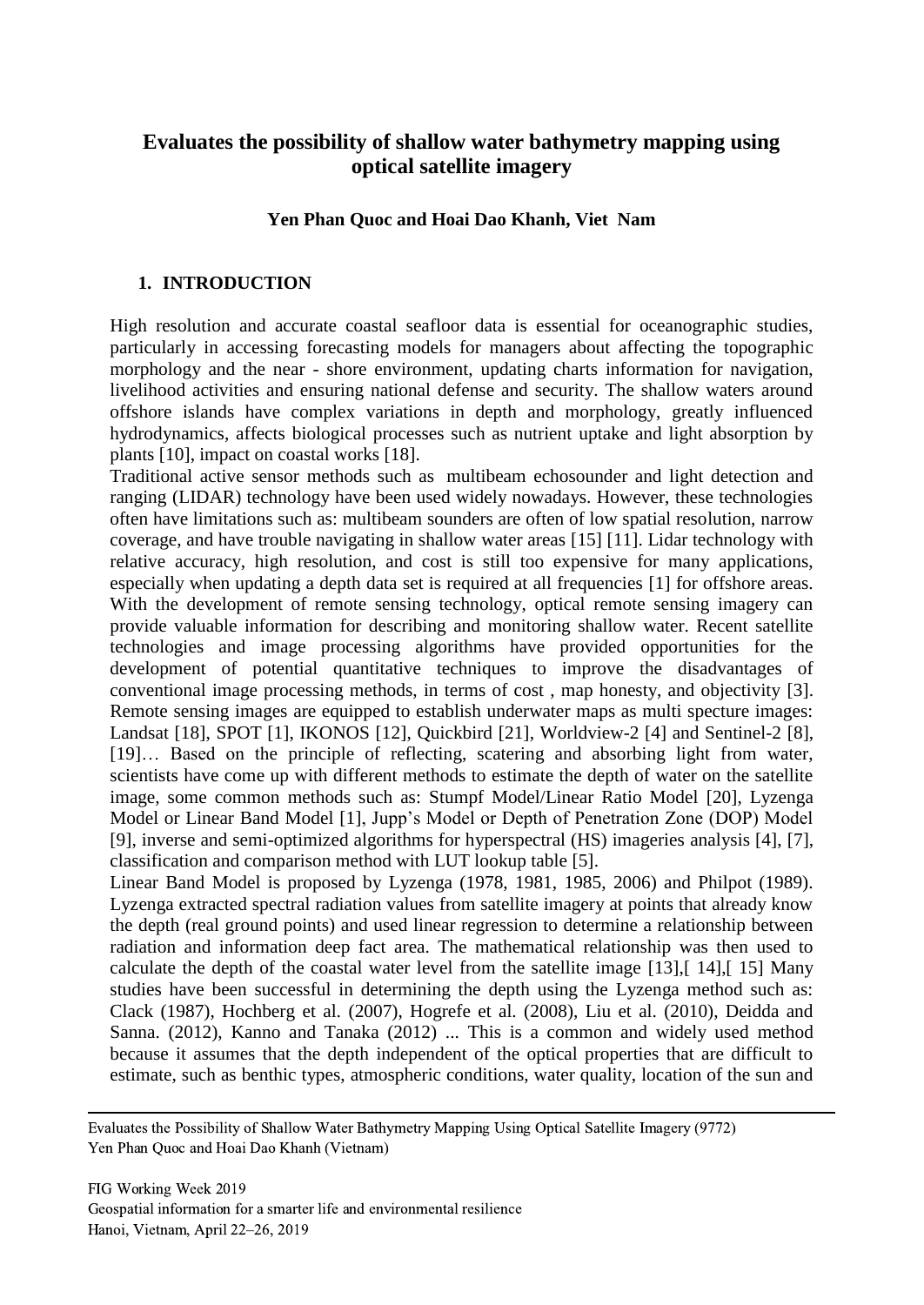# Evaluates the possibility of shallow water bathymetry mapping using optical satellite imagery

**Yen Phan Quoc and Hoai Dao Khanh, Viet Nam**

## 1. INTRODUCTION

High resolution and accurate coastal seafloor data is essential for oceanographic studies, particularly in accessing forecasting models for managers about affecting the topographic morphology and the near - shore environment, updating charts information for navigation, livelihood activities and ensuring national defense and security. The shallow waters around offshore islands have complex variations in depth and morphology, greatly influenced hydrodynamics, affects biological processes such as nutrient uptake and light absorption by plants [10], impact on coastal works [18].

Traditional active sensor methods such as multibeam echosounder and light detection and ranging (LIDAR) technology have been used widely nowadays. However, these technologies often have limitations such as: multibeam sounders are often of low spatial resolution, narrow coverage, and have trouble navigating in shallow water areas [15] [11]. Lidar technology with relative accuracy, high resolution, and cost is still too expensive for many applications, especially when updating a depth data set is required at all frequencies [1] for offshore areas. With the development of remote sensing technology, optical remote sensing imagery can provide valuable information for describing and monitoring shallow water. Recent satellite technologies and image processing algorithms have provided opportunities for the development of potential quantitative techniques to improve the disadvantages of conventional image processing methods, in terms of cost , map honesty, and objectivity [3]. Remote sensing images are equipped to establish underwater maps as multi specture images: Landsat [18], SPOT [1], IKONOS [12], Quickbird [21], Worldview-2 [4] and Sentinel-2 [8], [19]… Based on the principle of reflecting, scatering and absorbing light from water, scientists have come up with different methods to estimate the depth of water on the satellite image, some common methods such as: Stumpf Model/Linear Ratio Model [20], Lyzenga Model or Linear Band Model [1], Jupp's Model or Depth of Penetration Zone (DOP) Model [9], inverse and semi-optimized algorithms for hyperspectral (HS) imageries analysis [4], [7], classification and comparison method with LUT lookup table [5].

Linear Band Model is proposed by Lyzenga (1978, 1981, 1985, 2006) and Philpot (1989). Lyzenga extracted spectral radiation values from satellite imagery at points that already know the depth (real ground points) and used linear regression to determine a relationship between radiation and information deep fact area. The mathematical relationship was then used to calculate the depth of the coastal water level from the satellite image [13],[ 14],[ 15] Many studies have been successful in determining the depth using the Lyzenga method such as: Clack (1987), Hochberg et al. (2007), Hogrefe et al. (2008), Liu et al. (2010), Deidda and Sanna. (2012), Kanno and Tanaka (2012) ... This is a common and widely used method because it assumes that the depth independent of the optical properties that are difficult to estimate, such as benthic types, atmospheric conditions, water quality, location of the sun and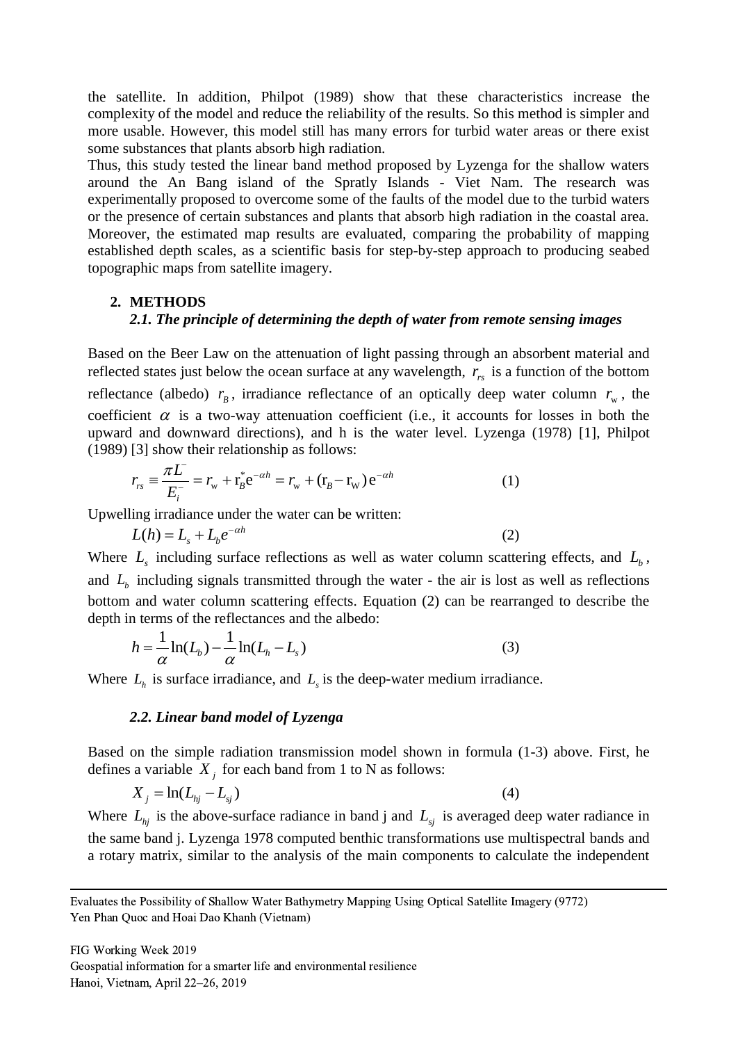the satellite. In addition, Philpot (1989) show that these characteristics increase the complexity of the model and reduce the reliability of the results. So this method is simpler and more usable. However, this model still has many errors for turbid water areas or there exist some substances that plants absorb high radiation.

Thus, this study tested the linear band method proposed by Lyzenga for the shallow waters around the An Bang island of the Spratly Islands - Viet Nam. The research was experimentally proposed to overcome some of the faults of the model due to the turbid waters or the presence of certain substances and plants that absorb high radiation in the coastal area. Moreover, the estimated map results are evaluated, comparing the probability of mapping established depth scales, as a scientific basis for step-by-step approach to producing seabed topographic maps from satellite imagery.

## 2. METHODS

### *2.1. The principle of determining the depth of water from remote sensing images*

Based on the Beer Law on the attenuation of light passing through an absorbent material and reflected states just below the ocean surface at any wavelength, $r_{rs}$ is a function of the bottom reflectance (albedo) $r_B$, irradiance reflectance of an optically deep water column $r_w$, the coefficient $\alpha$ is a two-way attenuation coefficient (i.e., it accounts for losses in both the upward and downward directions), and h is the water level. Lyzenga (1978) [1], Philpot (1989) [3] show their relationship as follows:

$$r_{rs} \equiv \frac{\pi L^{-}}{E_i^{-}} = r_w + r_B^{*} e^{-\alpha h} = r_w + (r_B - r_W) e^{-\alpha h} \quad (1)$$

Upwelling irradiance under the water can be written:

$$L(h) = L_s + L_b e^{-\alpha h} \quad (2)$$

Where $L_s$ including surface reflections as well as water column scattering effects, and $L_b$, and $L_b$ including signals transmitted through the water - the air is lost as well as reflections bottom and water column scattering effects. Equation (2) can be rearranged to describe the depth in terms of the reflectances and the albedo:

$$h = \frac{1}{\alpha}\ln(L_b) - \frac{1}{\alpha}\ln(L_h - L_s) \quad (3)$$

Where $L_h$ is surface irradiance, and $L_s$ is the deep-water medium irradiance.

### *2.2. Linear band model of Lyzenga*

Based on the simple radiation transmission model shown in formula (1-3) above. First, he defines a variable $X_j$ for each band from 1 to N as follows:

$$X_j = \ln(L_{hj} - L_{sj}) \quad (4)$$

Where $L_{hj}$ is the above-surface radiance in band j and $L_{sj}$ is averaged deep water radiance in the same band j. Lyzenga 1978 computed benthic transformations use multispectral bands and a rotary matrix, similar to the analysis of the main components to calculate the independent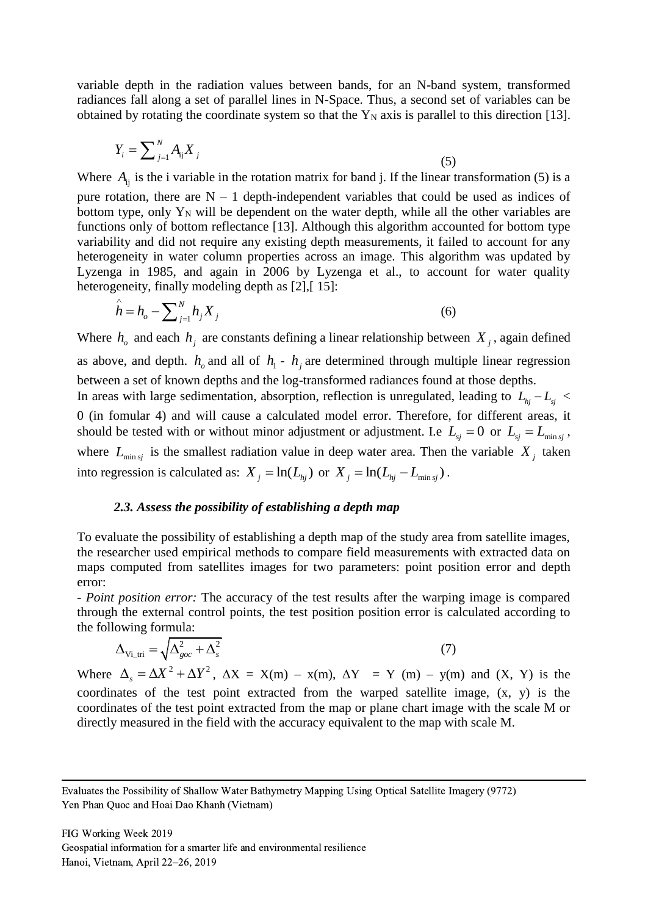variable depth in the radiation values between bands, for an N-band system, transformed radiances fall along a set of parallel lines in N-Space. Thus, a second set of variables can be obtained by rotating the coordinate system so that the $Y_N$ axis is parallel to this direction [13].

$$Y_i = \sum_{j=1}^{N} A_{ij} X_j \tag{5}$$

Where $A_{ij}$ is the i variable in the rotation matrix for band j. If the linear transformation (5) is a pure rotation, there are N – 1 depth-independent variables that could be used as indices of bottom type, only $Y_N$ will be dependent on the water depth, while all the other variables are functions only of bottom reflectance [13]. Although this algorithm accounted for bottom type variability and did not require any existing depth measurements, it failed to account for any heterogeneity in water column properties across an image. This algorithm was updated by Lyzenga in 1985, and again in 2006 by Lyzenga et al., to account for water quality heterogeneity, finally modeling depth as [2],[ 15]:

$$\hat{h} = h_o - \sum_{j=1}^{N} h_j X_j \tag{6}$$

Where $h_o$ and each $h_j$ are constants defining a linear relationship between $X_j$, again defined as above, and depth. $h_o$ and all of $h_1$ - $h_j$ are determined through multiple linear regression between a set of known depths and the log-transformed radiances found at those depths.

In areas with large sedimentation, absorption, reflection is unregulated, leading to $L_{hj} - L_{sj} < 0$ (in fomular 4) and will cause a calculated model error. Therefore, for different areas, it should be tested with or without minor adjustment or adjustment. I.e $L_{sj} = 0$ or $L_{sj} = L_{\min sj}$, where $L_{\min sj}$ is the smallest radiation value in deep water area. Then the variable $X_j$ taken into regression is calculated as: $X_j = \ln(L_{hj})$ or $X_j = \ln(L_{hj} - L_{\min sj})$.

### *2.3. Assess the possibility of establishing a depth map*

To evaluate the possibility of establishing a depth map of the study area from satellite images, the researcher used empirical methods to compare field measurements with extracted data on maps computed from satellites images for two parameters: point position error and depth error:

- *Point position error:* The accuracy of the test results after the warping image is compared through the external control points, the test position position error is calculated according to the following formula:

$$\Delta_{\text{Vi\_tri}} = \sqrt{\Delta_{goc}^2 + \Delta_s^2} \tag{7}$$

Where $\Delta_s = \Delta X^2 + \Delta Y^2$, ΔX = X(m) – x(m), ΔY = Y (m) – y(m) and (X, Y) is the coordinates of the test point extracted from the warped satellite image, (x, y) is the coordinates of the test point extracted from the map or plane chart image with the scale M or directly measured in the field with the accuracy equivalent to the map with scale M.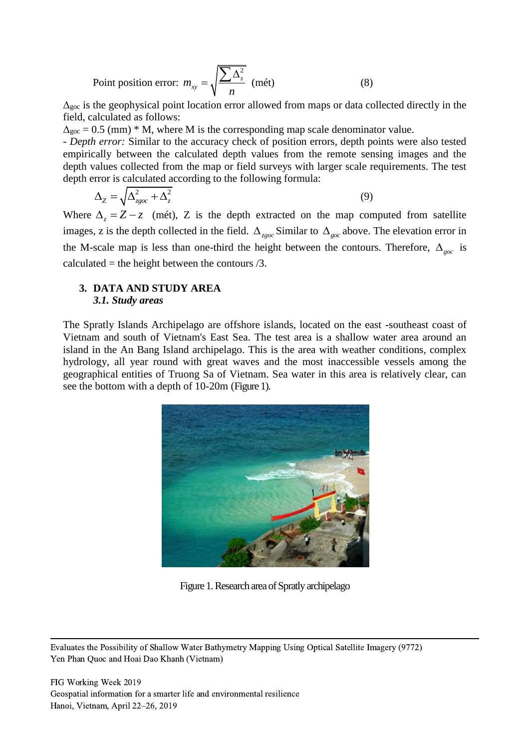Point position error: $m_{xy} = \sqrt{\frac{\sum \Delta_s^2}{n}}$ (mét) (8)

$\Delta_{goc}$ is the geophysical point location error allowed from maps or data collected directly in the field, calculated as follows:

$\Delta_{goc} = 0.5$ (mm) * M, where M is the corresponding map scale denominator value.

- *Depth error:* Similar to the accuracy check of position errors, depth points were also tested empirically between the calculated depth values from the remote sensing images and the depth values collected from the map or field surveys with larger scale requirements. The test depth error is calculated according to the following formula:

$$\Delta_Z = \sqrt{\Delta_{zgoc}^2 + \Delta_z^2} \quad (9)$$

Where $\Delta_z = Z - z$ (mét), Z is the depth extracted on the map computed from satellite images, z is the depth collected in the field. $\Delta_{zgoc}$ Similar to $\Delta_{goc}$ above. The elevation error in the M-scale map is less than one-third the height between the contours. Therefore, $\Delta_{goc}$ is calculated = the height between the contours /3.

## 3. DATA AND STUDY AREA

### *3.1. Study areas*

The Spratly Islands Archipelago are offshore islands, located on the east -southeast coast of Vietnam and south of Vietnam's East Sea. The test area is a shallow water area around an island in the An Bang Island archipelago. This is the area with weather conditions, complex hydrology, all year round with great waves and the most inaccessible vessels among the geographical entities of Truong Sa of Vietnam. Sea water in this area is relatively clear, can see the bottom with a depth of 10-20m (Figure 1).

Figure 1. Research area of Spratly archipelago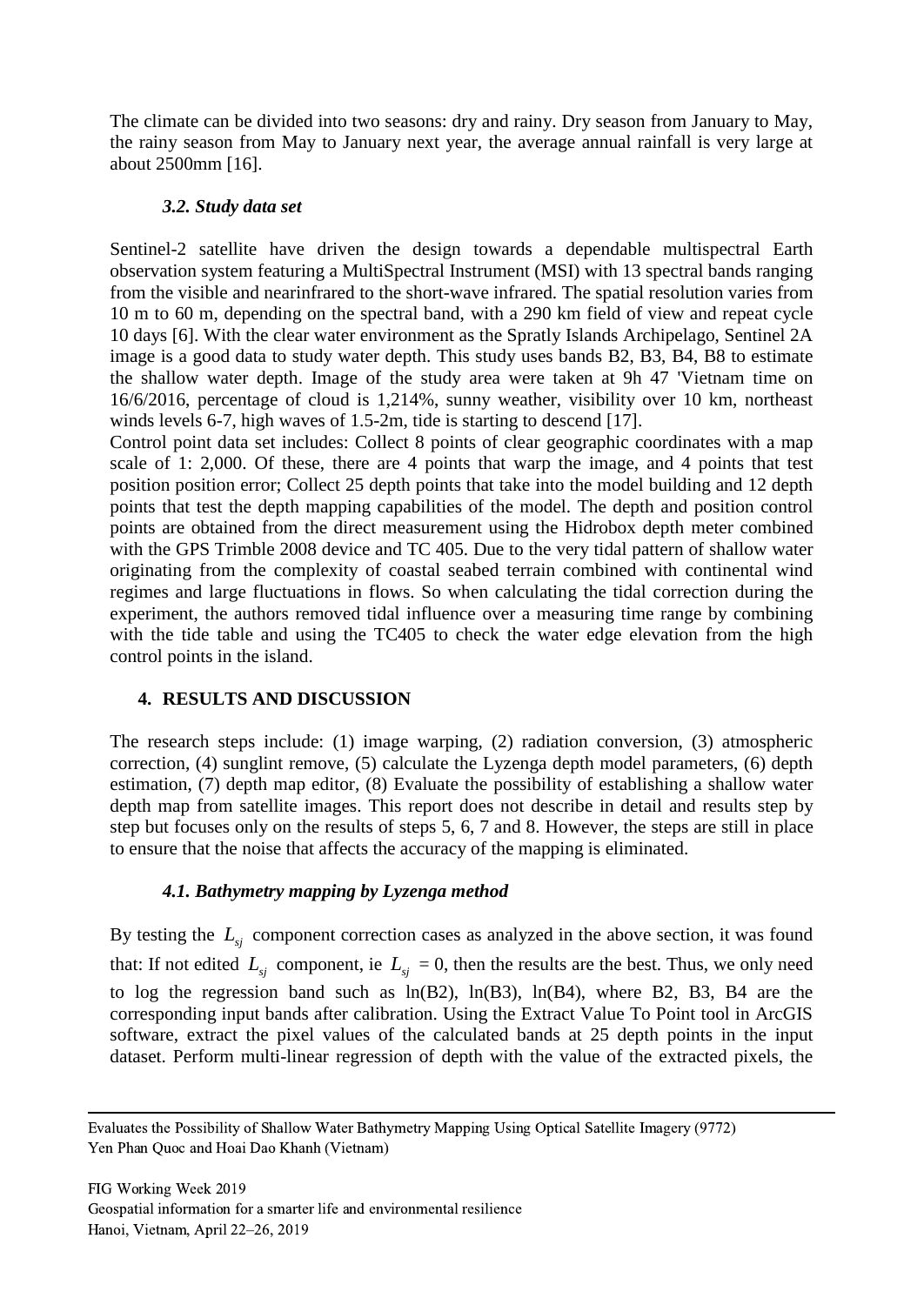The climate can be divided into two seasons: dry and rainy. Dry season from January to May, the rainy season from May to January next year, the average annual rainfall is very large at about 2500mm [16].

### *3.2. Study data set*

Sentinel-2 satellite have driven the design towards a dependable multispectral Earth observation system featuring a MultiSpectral Instrument (MSI) with 13 spectral bands ranging from the visible and nearinfrared to the short-wave infrared. The spatial resolution varies from 10 m to 60 m, depending on the spectral band, with a 290 km field of view and repeat cycle 10 days [6]. With the clear water environment as the Spratly Islands Archipelago, Sentinel 2A image is a good data to study water depth. This study uses bands B2, B3, B4, B8 to estimate the shallow water depth. Image of the study area were taken at 9h 47 'Vietnam time on 16/6/2016, percentage of cloud is 1,214%, sunny weather, visibility over 10 km, northeast winds levels 6-7, high waves of 1.5-2m, tide is starting to descend [17].

Control point data set includes: Collect 8 points of clear geographic coordinates with a map scale of 1: 2,000. Of these, there are 4 points that warp the image, and 4 points that test position position error; Collect 25 depth points that take into the model building and 12 depth points that test the depth mapping capabilities of the model. The depth and position control points are obtained from the direct measurement using the Hidrobox depth meter combined with the GPS Trimble 2008 device and TC 405. Due to the very tidal pattern of shallow water originating from the complexity of coastal seabed terrain combined with continental wind regimes and large fluctuations in flows. So when calculating the tidal correction during the experiment, the authors removed tidal influence over a measuring time range by combining with the tide table and using the TC405 to check the water edge elevation from the high control points in the island.

## 4. RESULTS AND DISCUSSION

The research steps include: (1) image warping, (2) radiation conversion, (3) atmospheric correction, (4) sunglint remove, (5) calculate the Lyzenga depth model parameters, (6) depth estimation, (7) depth map editor, (8) Evaluate the possibility of establishing a shallow water depth map from satellite images. This report does not describe in detail and results step by step but focuses only on the results of steps 5, 6, 7 and 8. However, the steps are still in place to ensure that the noise that affects the accuracy of the mapping is eliminated.

### *4.1. Bathymetry mapping by Lyzenga method*

By testing the $L_{sj}$ component correction cases as analyzed in the above section, it was found that: If not edited $L_{sj}$ component, ie $L_{sj}$ = 0, then the results are the best. Thus, we only need to log the regression band such as ln(B2), ln(B3), ln(B4), where B2, B3, B4 are the corresponding input bands after calibration. Using the Extract Value To Point tool in ArcGIS software, extract the pixel values of the calculated bands at 25 depth points in the input dataset. Perform multi-linear regression of depth with the value of the extracted pixels, the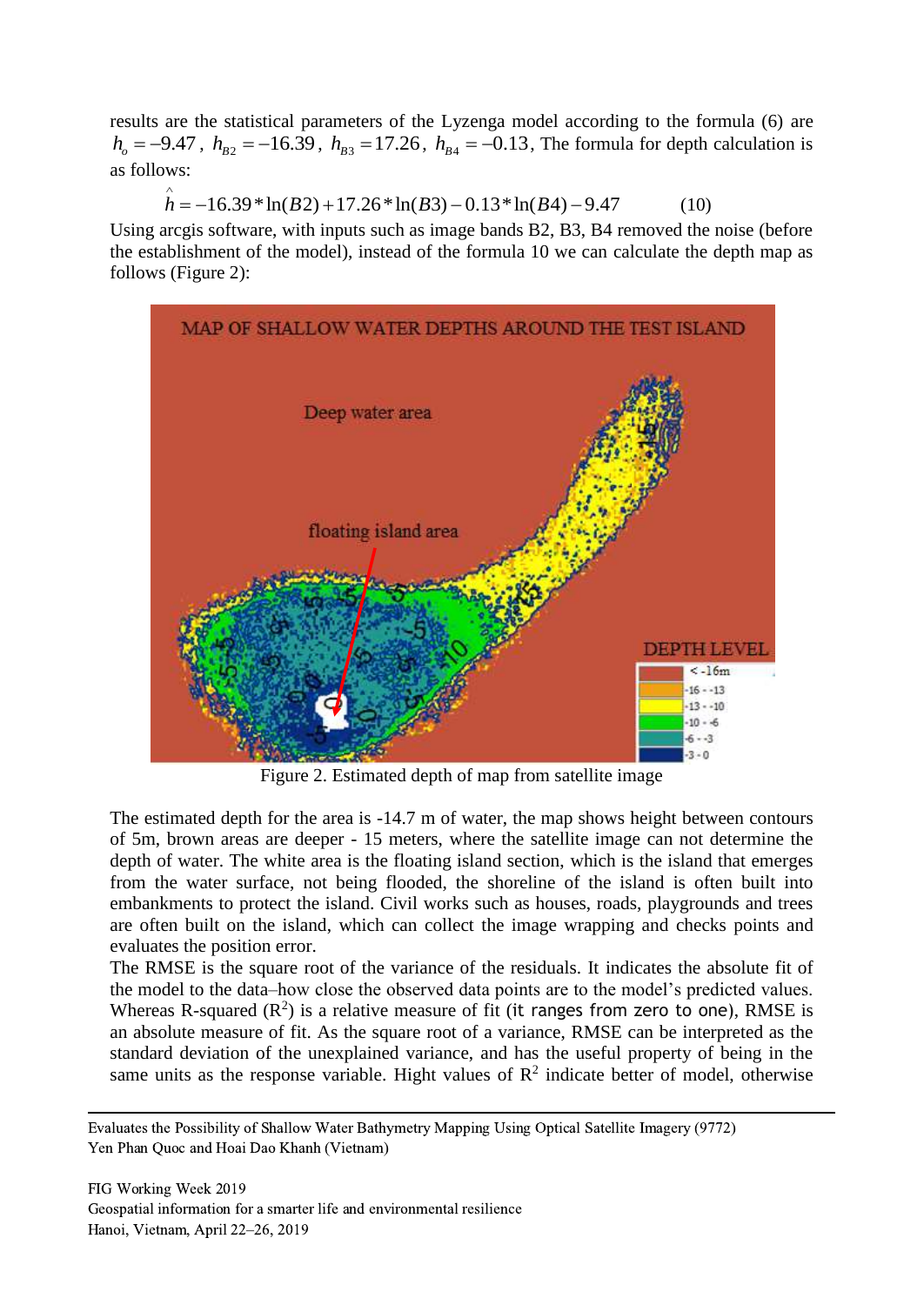results are the statistical parameters of the Lyzenga model according to the formula (6) are $h_o = -9.47$, $h_{B2} = -16.39$, $h_{B3} = 17.26$, $h_{B4} = -0.13$, The formula for depth calculation is as follows:

$$\hat{h} = -16.39 * \ln(B2) + 17.26 * \ln(B3) - 0.13 * \ln(B4) - 9.47 \quad (10)$$

Using arcgis software, with inputs such as image bands B2, B3, B4 removed the noise (before the establishment of the model), instead of the formula 10 we can calculate the depth map as follows (Figure 2):

Figure 2. Estimated depth of map from satellite image

The estimated depth for the area is -14.7 m of water, the map shows height between contours of 5m, brown areas are deeper - 15 meters, where the satellite image can not determine the depth of water. The white area is the floating island section, which is the island that emerges from the water surface, not being flooded, the shoreline of the island is often built into embankments to protect the island. Civil works such as houses, roads, playgrounds and trees are often built on the island, which can collect the image wrapping and checks points and evaluates the position error.

The RMSE is the square root of the variance of the residuals. It indicates the absolute fit of the model to the data–how close the observed data points are to the model's predicted values. Whereas R-squared ($R^2$) is a relative measure of fit (it ranges from zero to one), RMSE is an absolute measure of fit. As the square root of a variance, RMSE can be interpreted as the standard deviation of the unexplained variance, and has the useful property of being in the same units as the response variable. Hight values of $R^2$ indicate better of model, otherwise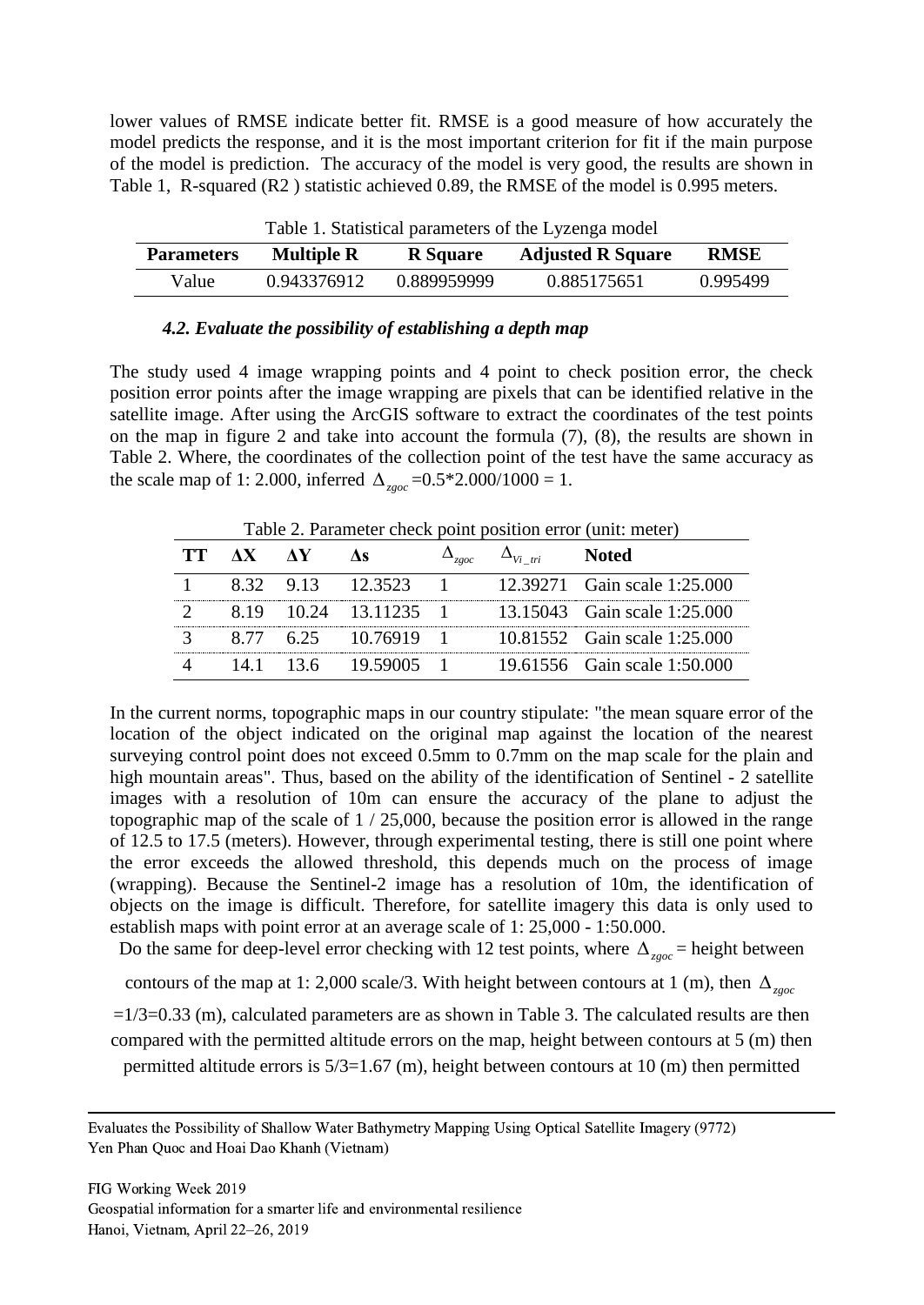lower values of RMSE indicate better fit. RMSE is a good measure of how accurately the model predicts the response, and it is the most important criterion for fit if the main purpose of the model is prediction. The accuracy of the model is very good, the results are shown in Table 1, R-squared (R2 ) statistic achieved 0.89, the RMSE of the model is 0.995 meters.

Table 1. Statistical parameters of the Lyzenga model

| Parameters | Multiple R | R Square | Adjusted R Square | RMSE |
|---|---|---|---|---|
| Value | 0.943376912 | 0.889959999 | 0.885175651 | 0.995499 |

### *4.2. Evaluate the possibility of establishing a depth map*

The study used 4 image wrapping points and 4 point to check position error, the check position error points after the image wrapping are pixels that can be identified relative in the satellite image. After using the ArcGIS software to extract the coordinates of the test points on the map in figure 2 and take into account the formula (7), (8), the results are shown in Table 2. Where, the coordinates of the collection point of the test have the same accuracy as the scale map of 1: 2.000, inferred $\Delta_{zgoc}$ =0.5*2.000/1000 = 1.

Table 2. Parameter check point position error (unit: meter)

| TT | ΔX | ΔY | Δs | $\Delta_{zgoc}$ | $\Delta_{Vi\_tri}$ | Noted |
|---|---|---|---|---|---|---|
| 1 | 8.32 | 9.13 | 12.3523 | 1 | 12.39271 | Gain scale 1:25.000 |
| 2 | 8.19 | 10.24 | 13.11235 | 1 | 13.15043 | Gain scale 1:25.000 |
| 3 | 8.77 | 6.25 | 10.76919 | 1 | 10.81552 | Gain scale 1:25.000 |
| 4 | 14.1 | 13.6 | 19.59005 | 1 | 19.61556 | Gain scale 1:50.000 |

In the current norms, topographic maps in our country stipulate: "the mean square error of the location of the object indicated on the original map against the location of the nearest surveying control point does not exceed 0.5mm to 0.7mm on the map scale for the plain and high mountain areas". Thus, based on the ability of the identification of Sentinel - 2 satellite images with a resolution of 10m can ensure the accuracy of the plane to adjust the topographic map of the scale of 1 / 25,000, because the position error is allowed in the range of 12.5 to 17.5 (meters). However, through experimental testing, there is still one point where the error exceeds the allowed threshold, this depends much on the process of image (wrapping). Because the Sentinel-2 image has a resolution of 10m, the identification of objects on the image is difficult. Therefore, for satellite imagery this data is only used to establish maps with point error at an average scale of 1: 25,000 - 1:50.000.

Do the same for deep-level error checking with 12 test points, where $\Delta_{zgoc}$ = height between contours of the map at 1: 2,000 scale/3. With height between contours at 1 (m), then $\Delta_{zgoc}$ =1/3=0.33 (m), calculated parameters are as shown in Table 3. The calculated results are then compared with the permitted altitude errors on the map, height between contours at 5 (m) then permitted altitude errors is 5/3=1.67 (m), height between contours at 10 (m) then permitted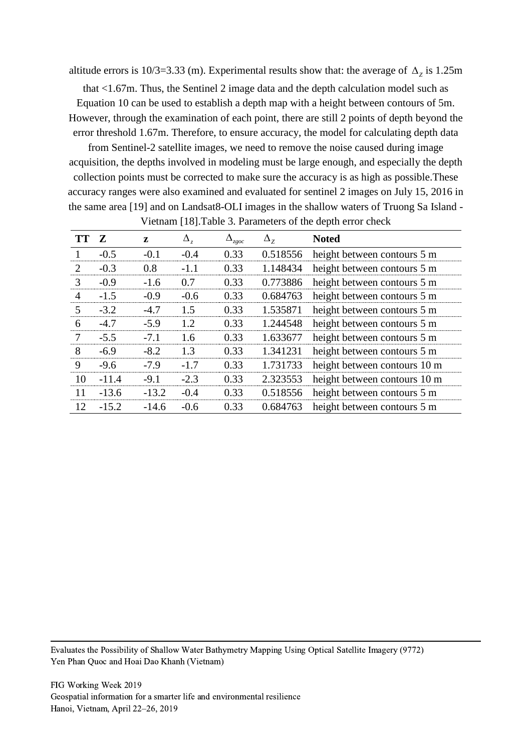altitude errors is 10/3=3.33 (m). Experimental results show that: the average of $\Delta_Z$ is 1.25m that <1.67m. Thus, the Sentinel 2 image data and the depth calculation model such as Equation 10 can be used to establish a depth map with a height between contours of 5m. However, through the examination of each point, there are still 2 points of depth beyond the error threshold 1.67m. Therefore, to ensure accuracy, the model for calculating depth data from Sentinel-2 satellite images, we need to remove the noise caused during image acquisition, the depths involved in modeling must be large enough, and especially the depth collection points must be corrected to make sure the accuracy is as high as possible.These accuracy ranges were also examined and evaluated for sentinel 2 images on July 15, 2016 in the same area [19] and on Landsat8-OLI images in the shallow waters of Truong Sa Island - Vietnam [18].Table 3. Parameters of the depth error check

| TT | Z | z | $\Delta_z$ | $\Delta_{zgoc}$ | $\Delta_Z$ | Noted |
|---|---|---|---|---|---|---|
| 1 | -0.5 | -0.1 | -0.4 | 0.33 | 0.518556 | height between contours 5 m |
| 2 | -0.3 | 0.8 | -1.1 | 0.33 | 1.148434 | height between contours 5 m |
| 3 | -0.9 | -1.6 | 0.7 | 0.33 | 0.773886 | height between contours 5 m |
| 4 | -1.5 | -0.9 | -0.6 | 0.33 | 0.684763 | height between contours 5 m |
| 5 | -3.2 | -4.7 | 1.5 | 0.33 | 1.535871 | height between contours 5 m |
| 6 | -4.7 | -5.9 | 1.2 | 0.33 | 1.244548 | height between contours 5 m |
| 7 | -5.5 | -7.1 | 1.6 | 0.33 | 1.633677 | height between contours 5 m |
| 8 | -6.9 | -8.2 | 1.3 | 0.33 | 1.341231 | height between contours 5 m |
| 9 | -9.6 | -7.9 | -1.7 | 0.33 | 1.731733 | height between contours 10 m |
| 10 | -11.4 | -9.1 | -2.3 | 0.33 | 2.323553 | height between contours 10 m |
| 11 | -13.6 | -13.2 | -0.4 | 0.33 | 0.518556 | height between contours 5 m |
| 12 | -15.2 | -14.6 | -0.6 | 0.33 | 0.684763 | height between contours 5 m |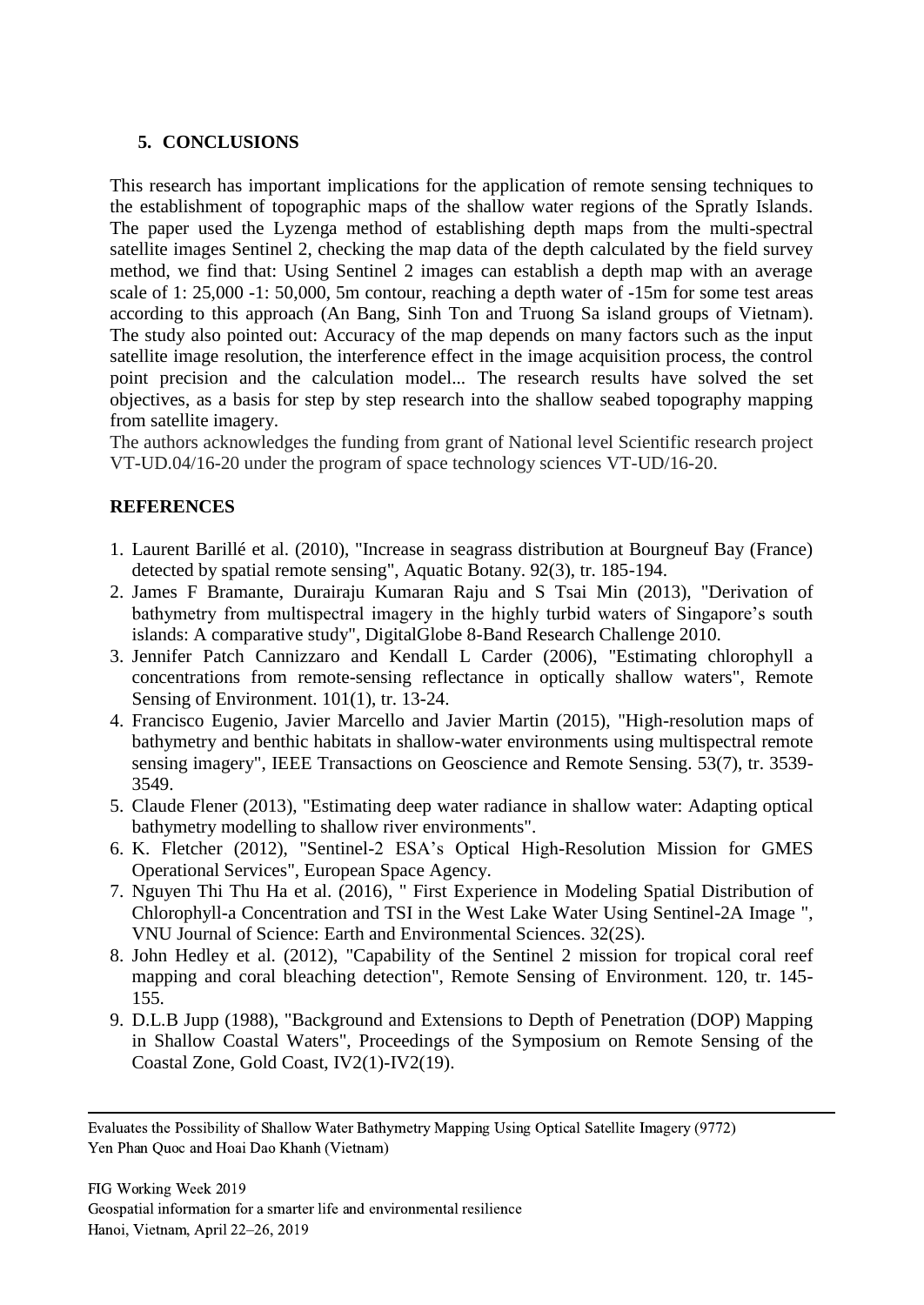## 5. CONCLUSIONS

This research has important implications for the application of remote sensing techniques to the establishment of topographic maps of the shallow water regions of the Spratly Islands. The paper used the Lyzenga method of establishing depth maps from the multi-spectral satellite images Sentinel 2, checking the map data of the depth calculated by the field survey method, we find that: Using Sentinel 2 images can establish a depth map with an average scale of 1: 25,000 -1: 50,000, 5m contour, reaching a depth water of -15m for some test areas according to this approach (An Bang, Sinh Ton and Truong Sa island groups of Vietnam). The study also pointed out: Accuracy of the map depends on many factors such as the input satellite image resolution, the interference effect in the image acquisition process, the control point precision and the calculation model... The research results have solved the set objectives, as a basis for step by step research into the shallow seabed topography mapping from satellite imagery.

The authors acknowledges the funding from grant of National level Scientific research project VT-UD.04/16-20 under the program of space technology sciences VT-UD/16-20.

## REFERENCES

1. Laurent Barillé et al. (2010), "Increase in seagrass distribution at Bourgneuf Bay (France) detected by spatial remote sensing", Aquatic Botany. 92(3), tr. 185-194.
2. James F Bramante, Durairaju Kumaran Raju and S Tsai Min (2013), "Derivation of bathymetry from multispectral imagery in the highly turbid waters of Singapore's south islands: A comparative study", DigitalGlobe 8-Band Research Challenge 2010.
3. Jennifer Patch Cannizzaro and Kendall L Carder (2006), "Estimating chlorophyll a concentrations from remote-sensing reflectance in optically shallow waters", Remote Sensing of Environment. 101(1), tr. 13-24.
4. Francisco Eugenio, Javier Marcello and Javier Martin (2015), "High-resolution maps of bathymetry and benthic habitats in shallow-water environments using multispectral remote sensing imagery", IEEE Transactions on Geoscience and Remote Sensing. 53(7), tr. 3539-3549.
5. Claude Flener (2013), "Estimating deep water radiance in shallow water: Adapting optical bathymetry modelling to shallow river environments".
6. K. Fletcher (2012), "Sentinel-2 ESA's Optical High-Resolution Mission for GMES Operational Services", European Space Agency.
7. Nguyen Thi Thu Ha et al. (2016), " First Experience in Modeling Spatial Distribution of Chlorophyll-a Concentration and TSI in the West Lake Water Using Sentinel-2A Image ", VNU Journal of Science: Earth and Environmental Sciences. 32(2S).
8. John Hedley et al. (2012), "Capability of the Sentinel 2 mission for tropical coral reef mapping and coral bleaching detection", Remote Sensing of Environment. 120, tr. 145-155.
9. D.L.B Jupp (1988), "Background and Extensions to Depth of Penetration (DOP) Mapping in Shallow Coastal Waters", Proceedings of the Symposium on Remote Sensing of the Coastal Zone, Gold Coast, IV2(1)-IV2(19).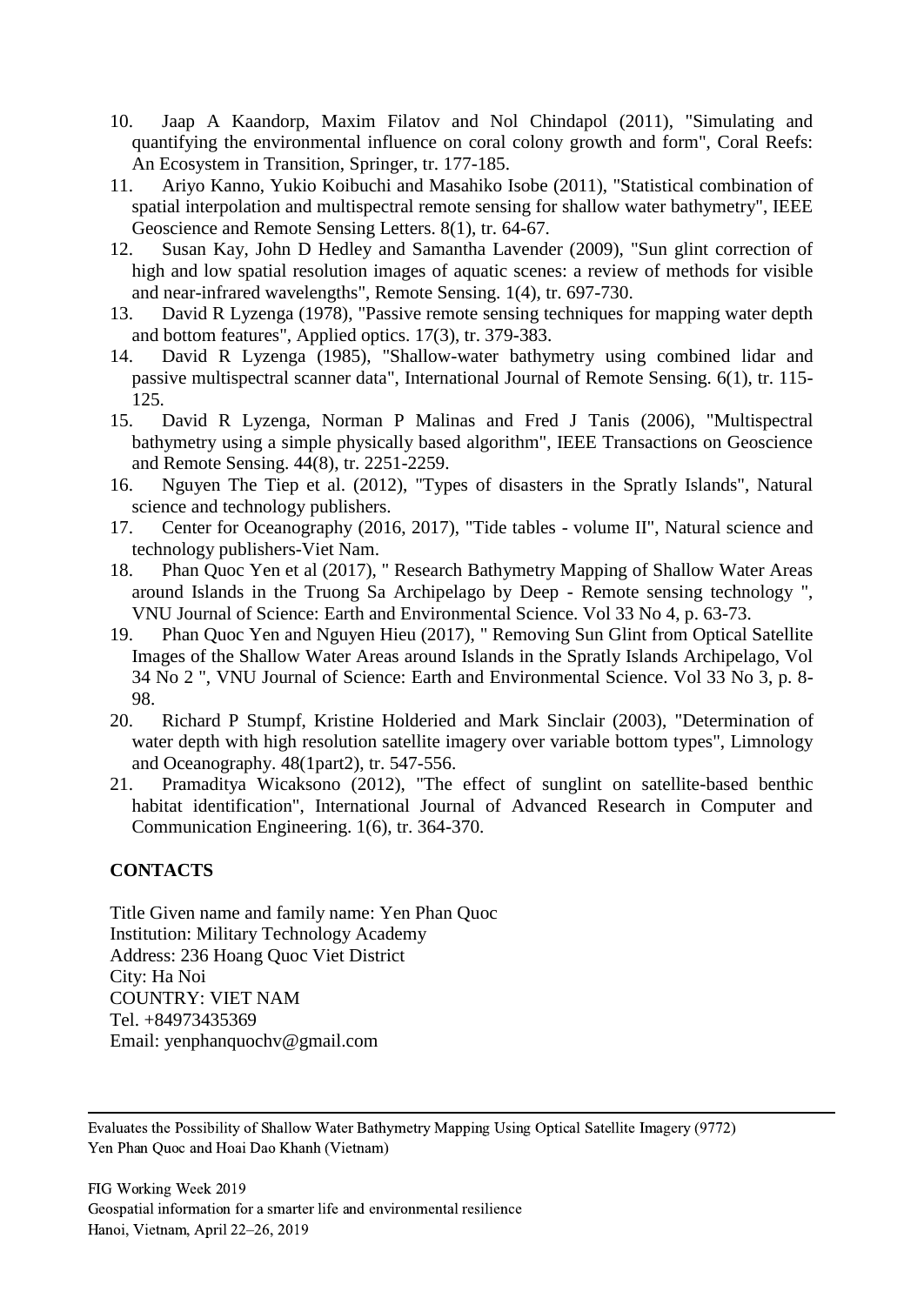10. Jaap A Kaandorp, Maxim Filatov and Nol Chindapol (2011), "Simulating and quantifying the environmental influence on coral colony growth and form", Coral Reefs: An Ecosystem in Transition, Springer, tr. 177-185.
11. Ariyo Kanno, Yukio Koibuchi and Masahiko Isobe (2011), "Statistical combination of spatial interpolation and multispectral remote sensing for shallow water bathymetry", IEEE Geoscience and Remote Sensing Letters. 8(1), tr. 64-67.
12. Susan Kay, John D Hedley and Samantha Lavender (2009), "Sun glint correction of high and low spatial resolution images of aquatic scenes: a review of methods for visible and near-infrared wavelengths", Remote Sensing. 1(4), tr. 697-730.
13. David R Lyzenga (1978), "Passive remote sensing techniques for mapping water depth and bottom features", Applied optics. 17(3), tr. 379-383.
14. David R Lyzenga (1985), "Shallow-water bathymetry using combined lidar and passive multispectral scanner data", International Journal of Remote Sensing. 6(1), tr. 115-125.
15. David R Lyzenga, Norman P Malinas and Fred J Tanis (2006), "Multispectral bathymetry using a simple physically based algorithm", IEEE Transactions on Geoscience and Remote Sensing. 44(8), tr. 2251-2259.
16. Nguyen The Tiep et al. (2012), "Types of disasters in the Spratly Islands", Natural science and technology publishers.
17. Center for Oceanography (2016, 2017), "Tide tables - volume II", Natural science and technology publishers-Viet Nam.
18. Phan Quoc Yen et al (2017), " Research Bathymetry Mapping of Shallow Water Areas around Islands in the Truong Sa Archipelago by Deep - Remote sensing technology ", VNU Journal of Science: Earth and Environmental Science. Vol 33 No 4, p. 63-73.
19. Phan Quoc Yen and Nguyen Hieu (2017), " Removing Sun Glint from Optical Satellite Images of the Shallow Water Areas around Islands in the Spratly Islands Archipelago, Vol 34 No 2 ", VNU Journal of Science: Earth and Environmental Science. Vol 33 No 3, p. 8-98.
20. Richard P Stumpf, Kristine Holderied and Mark Sinclair (2003), "Determination of water depth with high resolution satellite imagery over variable bottom types", Limnology and Oceanography. 48(1part2), tr. 547-556.
21. Pramaditya Wicaksono (2012), "The effect of sunglint on satellite-based benthic habitat identification", International Journal of Advanced Research in Computer and Communication Engineering. 1(6), tr. 364-370.

## CONTACTS

Title Given name and family name: Yen Phan Quoc
Institution: Military Technology Academy
Address: 236 Hoang Quoc Viet District
City: Ha Noi
COUNTRY: VIET NAM
Tel. +84973435369
Email: yenphanquochv@gmail.com